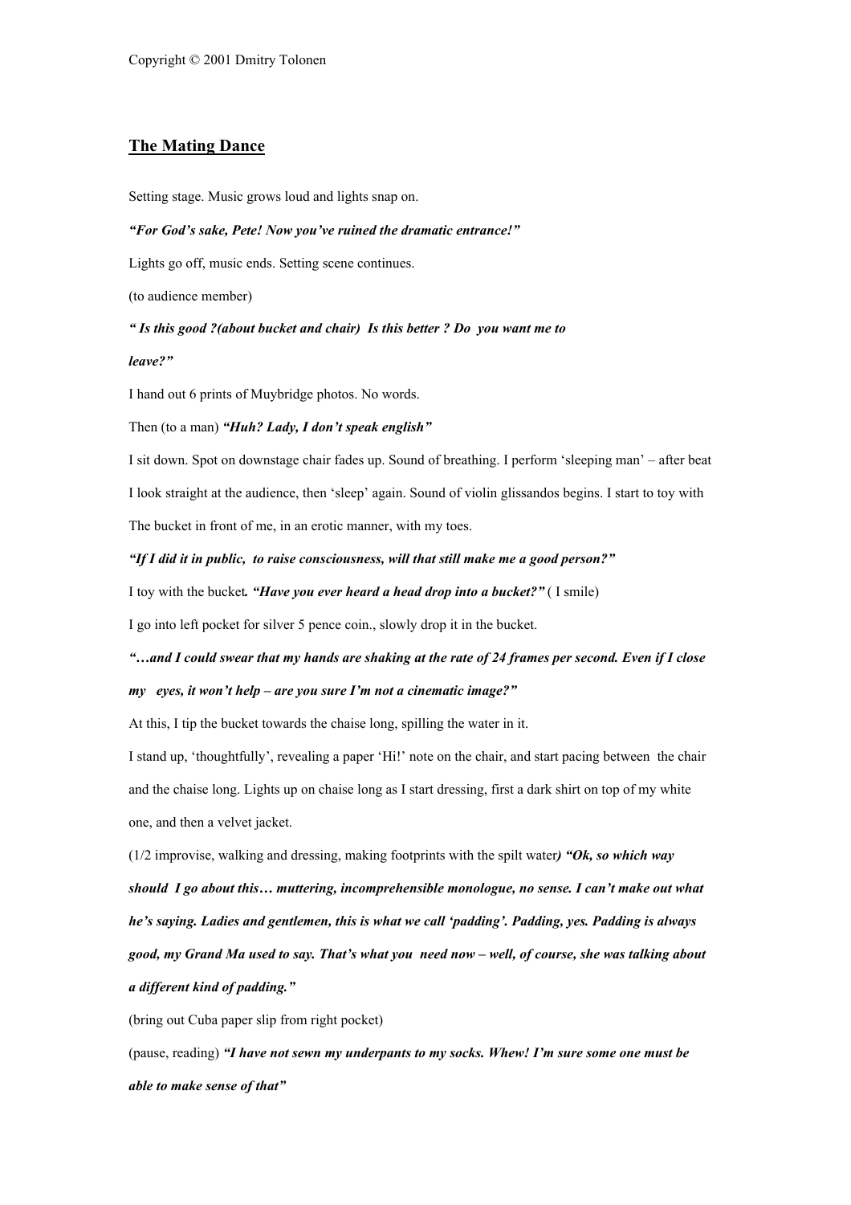Copyright © 2001 Dmitry Tolonen

## The Mating Dance

Setting stage. Music grows loud and lights snap on.

***"For God's sake, Pete! Now you've ruined the dramatic entrance!"***

Lights go off, music ends. Setting scene continues.

(to audience member)

***" Is this good ?(about bucket and chair) Is this better ? Do you want me to leave?"***

I hand out 6 prints of Muybridge photos. No words.

Then (to a man) ***"Huh? Lady, I don't speak english"***

I sit down. Spot on downstage chair fades up. Sound of breathing. I perform 'sleeping man' – after beat I look straight at the audience, then 'sleep' again. Sound of violin glissandos begins. I start to toy with The bucket in front of me, in an erotic manner, with my toes.

***"If I did it in public, to raise consciousness, will that still make me a good person?"***

I toy with the bucket***. "Have you ever heard a head drop into a bucket?"*** ( I smile)

I go into left pocket for silver 5 pence coin., slowly drop it in the bucket.

***"…and I could swear that my hands are shaking at the rate of 24 frames per second. Even if I close my eyes, it won't help – are you sure I'm not a cinematic image?"***

At this, I tip the bucket towards the chaise long, spilling the water in it.

I stand up, 'thoughtfully', revealing a paper 'Hi!' note on the chair, and start pacing between the chair and the chaise long. Lights up on chaise long as I start dressing, first a dark shirt on top of my white one, and then a velvet jacket.

(1/2 improvise, walking and dressing, making footprints with the spilt water***) "Ok, so which way should I go about this… muttering, incomprehensible monologue, no sense. I can't make out what he's saying. Ladies and gentlemen, this is what we call 'padding'. Padding, yes. Padding is always good, my Grand Ma used to say. That's what you need now – well, of course, she was talking about a different kind of padding."***

(bring out Cuba paper slip from right pocket)

(pause, reading) ***"I have not sewn my underpants to my socks. Whew! I'm sure some one must be able to make sense of that"***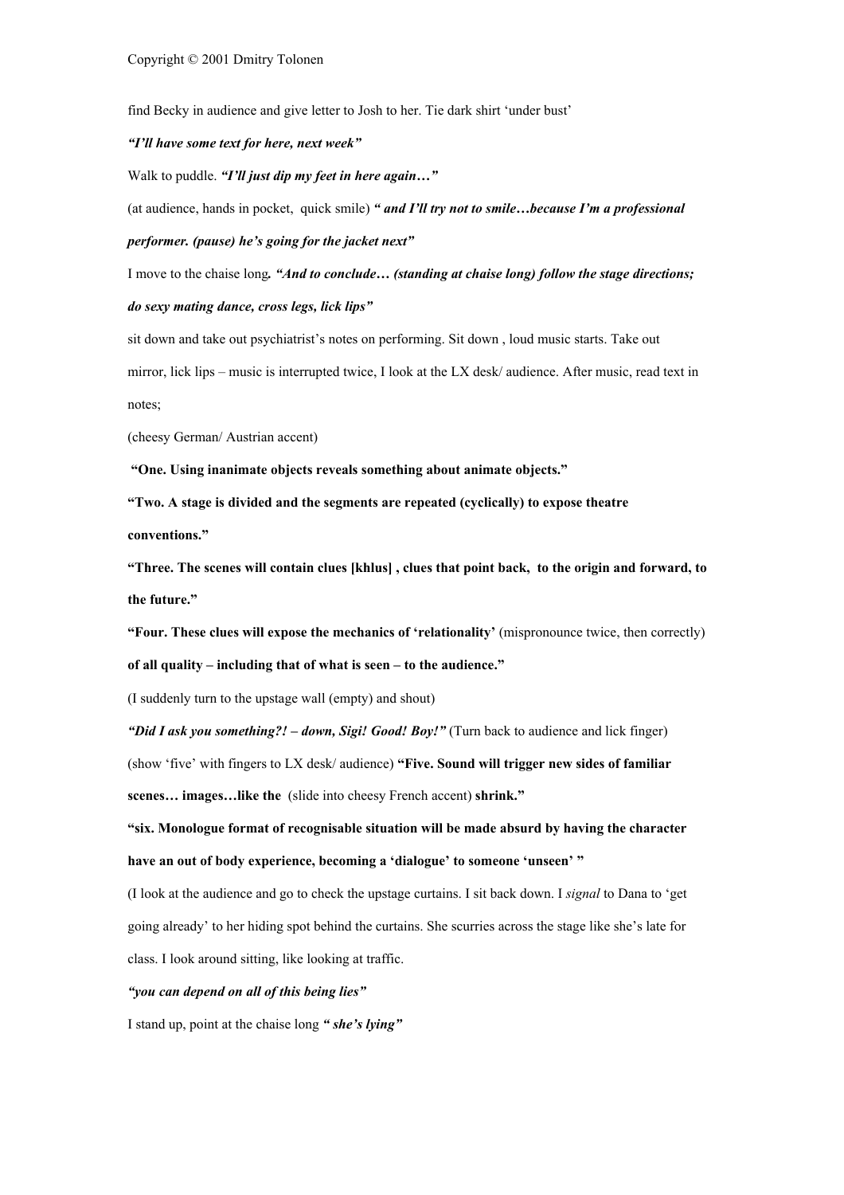find Becky in audience and give letter to Josh to her. Tie dark shirt 'under bust'

***"I'll have some text for here, next week"***

Walk to puddle. ***"I'll just dip my feet in here again…"***

(at audience, hands in pocket, quick smile) ***" and I'll try not to smile…because I'm a professional performer. (pause) he's going for the jacket next"***

I move to the chaise long***. "And to conclude… (standing at chaise long) follow the stage directions; do sexy mating dance, cross legs, lick lips"***

sit down and take out psychiatrist's notes on performing. Sit down , loud music starts. Take out mirror, lick lips – music is interrupted twice, I look at the LX desk/ audience. After music, read text in notes;

(cheesy German/ Austrian accent)

**"One. Using inanimate objects reveals something about animate objects."**

**"Two. A stage is divided and the segments are repeated (cyclically) to expose theatre conventions."**

**"Three. The scenes will contain clues [khlus] , clues that point back, to the origin and forward, to the future."**

**"Four. These clues will expose the mechanics of 'relationality'** (mispronounce twice, then correctly) **of all quality – including that of what is seen – to the audience."**

(I suddenly turn to the upstage wall (empty) and shout)

***"Did I ask you something?! – down, Sigi! Good! Boy!"*** (Turn back to audience and lick finger)

(show 'five' with fingers to LX desk/ audience) **"Five. Sound will trigger new sides of familiar scenes… images…like the** (slide into cheesy French accent) **shrink."**

**"six. Monologue format of recognisable situation will be made absurd by having the character have an out of body experience, becoming a 'dialogue' to someone 'unseen' "**

(I look at the audience and go to check the upstage curtains. I sit back down. I *signal* to Dana to 'get going already' to her hiding spot behind the curtains. She scurries across the stage like she's late for class. I look around sitting, like looking at traffic.

***"you can depend on all of this being lies"***

I stand up, point at the chaise long ***" she's lying"***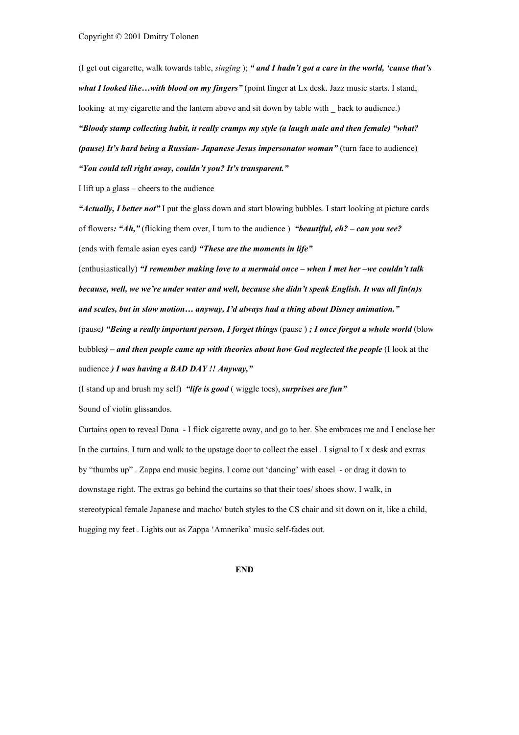(I get out cigarette, walk towards table, *singing* ); ***" and I hadn't got a care in the world, 'cause that's what I looked like…with blood on my fingers"*** (point finger at Lx desk. Jazz music starts. I stand, looking at my cigarette and the lantern above and sit down by table with _ back to audience.)

***"Bloody stamp collecting habit, it really cramps my style (a laugh male and then female) "what? (pause) It's hard being a Russian- Japanese Jesus impersonator woman"*** (turn face to audience) ***"You could tell right away, couldn't you? It's transparent."***

I lift up a glass – cheers to the audience

***"Actually, I better not"*** I put the glass down and start blowing bubbles. I start looking at picture cards of flowers***: "Ah,"*** (flicking them over, I turn to the audience ) ***"beautiful, eh? – can you see?*** (ends with female asian eyes card***) "These are the moments in life"***

(enthusiastically) ***"I remember making love to a mermaid once – when I met her –we couldn't talk because, well, we we're under water and well, because she didn't speak English. It was all fin(n)s and scales, but in slow motion… anyway, I'd always had a thing about Disney animation."***

(pause***) "Being a really important person, I forget things*** (pause ) ***; I once forgot a whole world*** (blow bubbles***) – and then people came up with theories about how God neglected the people*** (I look at the audience ***) I was having a BAD DAY !! Anyway,"***

(I stand up and brush my self) ***"life is good*** ( wiggle toes), ***surprises are fun"***

Sound of violin glissandos.

Curtains open to reveal Dana - I flick cigarette away, and go to her. She embraces me and I enclose her In the curtains. I turn and walk to the upstage door to collect the easel . I signal to Lx desk and extras by "thumbs up" . Zappa end music begins. I come out 'dancing' with easel - or drag it down to downstage right. The extras go behind the curtains so that their toes/ shoes show. I walk, in stereotypical female Japanese and macho/ butch styles to the CS chair and sit down on it, like a child, hugging my feet . Lights out as Zappa 'Amnerika' music self-fades out.

**END**